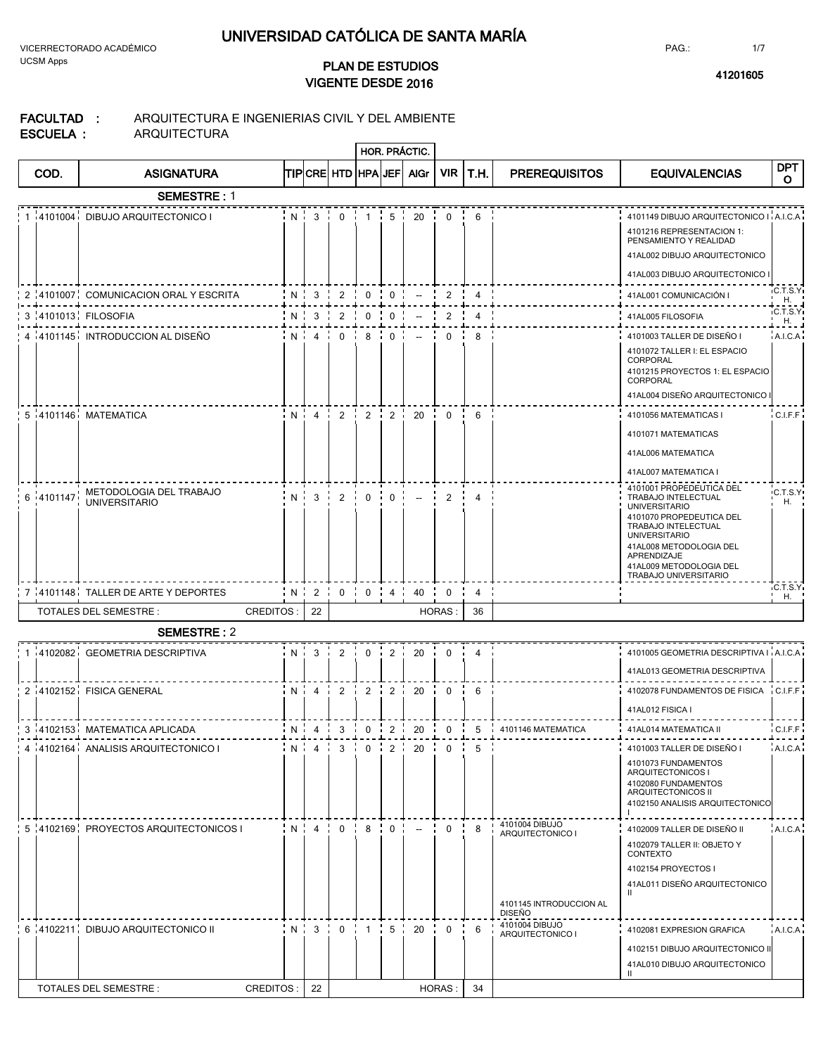# UNIVERSIDAD CATÓLICA DE SANTA MARÍA

VICERRECTORADO ACADÉMICO
UCSM Apps

## PLAN DE ESTUDIOS
## VIGENTE DESDE 2016

41201605

**FACULTAD :** ARQUITECTURA E INGENIERIAS CIVIL Y DEL AMBIENTE
**ESCUELA :** ARQUITECTURA

| | COD. | ASIGNATURA | TIP | CRE | HTD | HPA (HOR. PRÁCTIC.) | JEF (HOR. PRÁCTIC.) | AlGr (HOR. PRÁCTIC.) | VIR | T.H. | PREREQUISITOS | EQUIVALENCIAS | DPTO |
|---|---|---|---|---|---|---|---|---|---|---|---|---|---|
| | | **SEMESTRE : 1** | | | | | | | | | | | |
| 1 | 4101004 | DIBUJO ARQUITECTONICO I | N | 3 | 0 | 1 | 5 | 20 | 0 | 6 | | 4101149 DIBUJO ARQUITECTONICO I<br>4101216 REPRESENTACION 1: PENSAMIENTO Y REALIDAD<br>41AL002 DIBUJO ARQUITECTONICO<br>41AL003 DIBUJO ARQUITECTONICO I | A.I.C.A. |
| 2 | 4101007 | COMUNICACION ORAL Y ESCRITA | N | 3 | 2 | 0 | 0 | -- | 2 | 4 | | 41AL001 COMUNICACIÓN I | C.T.S.Y.H. |
| 3 | 4101013 | FILOSOFIA | N | 3 | 2 | 0 | 0 | -- | 2 | 4 | | 41AL005 FILOSOFIA | C.T.S.Y.H. |
| 4 | 4101145 | INTRODUCCION AL DISEÑO | N | 4 | 0 | 8 | 0 | -- | 0 | 8 | | 4101003 TALLER DE DISEÑO I<br>4101072 TALLER I: EL ESPACIO CORPORAL<br>4101215 PROYECTOS 1: EL ESPACIO CORPORAL<br>41AL004 DISEÑO ARQUITECTONICO I | A.I.C.A. |
| 5 | 4101146 | MATEMATICA | N | 4 | 2 | 2 | 2 | 20 | 0 | 6 | | 4101056 MATEMATICAS I<br>4101071 MATEMATICAS<br>41AL006 MATEMATICA<br>41AL007 MATEMATICA I | C.I.F.F. |
| 6 | 4101147 | METODOLOGIA DEL TRABAJO UNIVERSITARIO | N | 3 | 2 | 0 | 0 | -- | 2 | 4 | | 4101001 PROPEDEUTICA DEL TRABAJO INTELECTUAL UNIVERSITARIO<br>4101070 PROPEDEUTICA DEL TRABAJO INTELECTUAL UNIVERSITARIO<br>41AL008 METODOLOGIA DEL APRENDIZAJE<br>41AL009 METODOLOGIA DEL TRABAJO UNIVERSITARIO | C.T.S.Y.H. |
| 7 | 4101148 | TALLER DE ARTE Y DEPORTES | N | 2 | 0 | 0 | 4 | 40 | 0 | 4 | | | C.T.S.Y.H. |
| | | TOTALES DEL SEMESTRE : | CREDITOS : | 22 | | | | | HORAS : | 36 | | | |
| | | **SEMESTRE : 2** | | | | | | | | | | | |
| 1 | 4102082 | GEOMETRIA DESCRIPTIVA | N | 3 | 2 | 0 | 2 | 20 | 0 | 4 | | 4101005 GEOMETRIA DESCRIPTIVA I<br>41AL013 GEOMETRIA DESCRIPTIVA | A.I.C.A. |
| 2 | 4102152 | FISICA GENERAL | N | 4 | 2 | 2 | 2 | 20 | 0 | 6 | | 4102078 FUNDAMENTOS DE FISICA<br>41AL012 FISICA I | C.I.F.F. |
| 3 | 4102153 | MATEMATICA APLICADA | N | 4 | 3 | 0 | 2 | 20 | 0 | 5 | 4101146 MATEMATICA | 41AL014 MATEMATICA II | C.I.F.F. |
| 4 | 4102164 | ANALISIS ARQUITECTONICO I | N | 4 | 3 | 0 | 2 | 20 | 0 | 5 | | 4101003 TALLER DE DISEÑO I<br>4101073 FUNDAMENTOS ARQUITECTONICOS I<br>4102080 FUNDAMENTOS ARQUITECTONICOS II<br>4102150 ANALISIS ARQUITECTONICO I | A.I.C.A. |
| 5 | 4102169 | PROYECTOS ARQUITECTONICOS I | N | 4 | 0 | 8 | 0 | -- | 0 | 8 | 4101004 DIBUJO ARQUITECTONICO I<br>4101145 INTRODUCCION AL DISEÑO | 4102009 TALLER DE DISEÑO II<br>4102079 TALLER II: OBJETO Y CONTEXTO<br>4102154 PROYECTOS I<br>41AL011 DISEÑO ARQUITECTONICO II | A.I.C.A. |
| 6 | 4102211 | DIBUJO ARQUITECTONICO II | N | 3 | 0 | 1 | 5 | 20 | 0 | 6 | 4101004 DIBUJO ARQUITECTONICO I | 4102081 EXPRESION GRAFICA<br>4102151 DIBUJO ARQUITECTONICO II<br>41AL010 DIBUJO ARQUITECTONICO II | A.I.C.A. |
| | | TOTALES DEL SEMESTRE : | CREDITOS : | 22 | | | | | HORAS : | 34 | | | |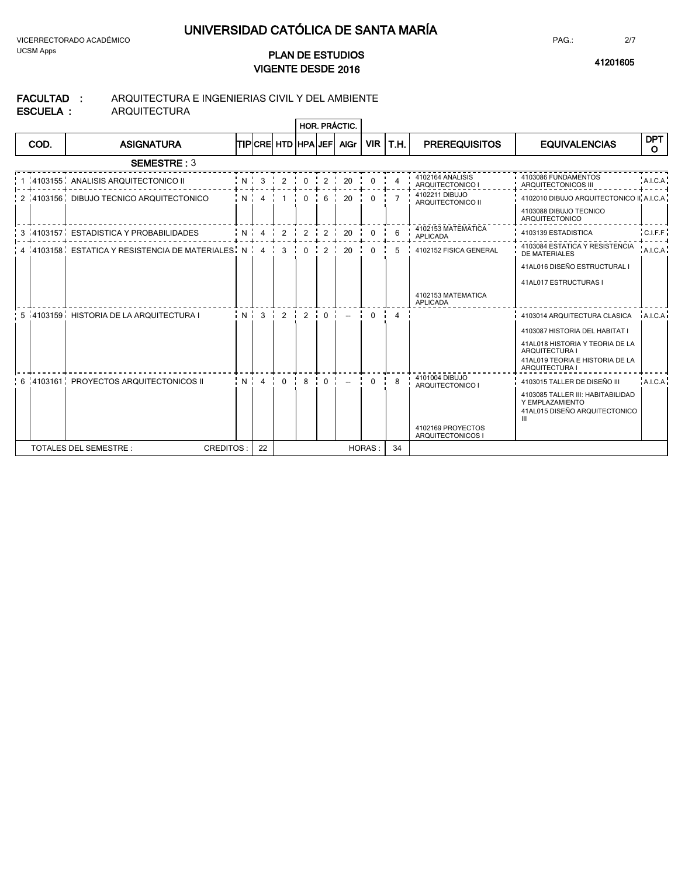# UNIVERSIDAD CATÓLICA DE SANTA MARÍA

VICERRECTORADO ACADÉMICO

UCSM Apps

## PLAN DE ESTUDIOS
## VIGENTE DESDE 2016

41201605

**FACULTAD :** ARQUITECTURA E INGENIERIAS CIVIL Y DEL AMBIENTE

**ESCUELA :** ARQUITECTURA

| | COD. | ASIGNATURA | TIP | CRE | HTD | HPA | JEF | AlGr | VIR | T.H. | PREREQUISITOS | EQUIVALENCIAS | DPTO |
|---|---|---|---|---|---|---|---|---|---|---|---|---|---|
| | | | | | | HOR. PRÁCTIC. | | | | | | | |
| | | **SEMESTRE : 3** | | | | | | | | | | | |
| 1 | 4103155 | ANALISIS ARQUITECTONICO II | N | 3 | 2 | 0 | 2 | 20 | 0 | 4 | 4102164 ANALISIS ARQUITECTONICO I | 4103086 FUNDAMENTOS ARQUITECTONICOS III | A.I.C.A. |
| 2 | 4103156 | DIBUJO TECNICO ARQUITECTONICO | N | 4 | 1 | 0 | 6 | 20 | 0 | 7 | 4102211 DIBUJO ARQUITECTONICO II | 4102010 DIBUJO ARQUITECTONICO II | A.I.C.A. |
| | | | | | | | | | | | | 4103088 DIBUJO TECNICO ARQUITECTONICO | |
| 3 | 4103157 | ESTADISTICA Y PROBABILIDADES | N | 4 | 2 | 2 | 2 | 20 | 0 | 6 | 4102153 MATEMATICA APLICADA | 4103139 ESTADISTICA | C.I.F.F. |
| 4 | 4103158 | ESTATICA Y RESISTENCIA DE MATERIALES | N | 4 | 3 | 0 | 2 | 20 | 0 | 5 | 4102152 FISICA GENERAL | 4103084 ESTATICA Y RESISTENCIA DE MATERIALES | A.I.C.A. |
| | | | | | | | | | | | | 41AL016 DISEÑO ESTRUCTURAL I | |
| | | | | | | | | | | | | 41AL017 ESTRUCTURAS I | |
| | | | | | | | | | | | 4102153 MATEMATICA APLICADA | | |
| 5 | 4103159 | HISTORIA DE LA ARQUITECTURA I | N | 3 | 2 | 2 | 0 | -- | 0 | 4 | | 4103014 ARQUITECTURA CLASICA | A.I.C.A. |
| | | | | | | | | | | | | 4103087 HISTORIA DEL HABITAT I | |
| | | | | | | | | | | | | 41AL018 HISTORIA Y TEORIA DE LA ARQUITECTURA I | |
| | | | | | | | | | | | | 41AL019 TEORIA E HISTORIA DE LA ARQUITECTURA I | |
| 6 | 4103161 | PROYECTOS ARQUITECTONICOS II | N | 4 | 0 | 8 | 0 | -- | 0 | 8 | 4101004 DIBUJO ARQUITECTONICO I | 4103015 TALLER DE DISEÑO III | A.I.C.A. |
| | | | | | | | | | | | | 4103085 TALLER III: HABITABILIDAD Y EMPLAZAMIENTO | |
| | | | | | | | | | | | | 41AL015 DISEÑO ARQUITECTONICO III | |
| | | | | | | | | | | | 4102169 PROYECTOS ARQUITECTONICOS I | | |
| | | TOTALES DEL SEMESTRE : CREDITOS : | | 22 | | | | | HORAS : | 34 | | | |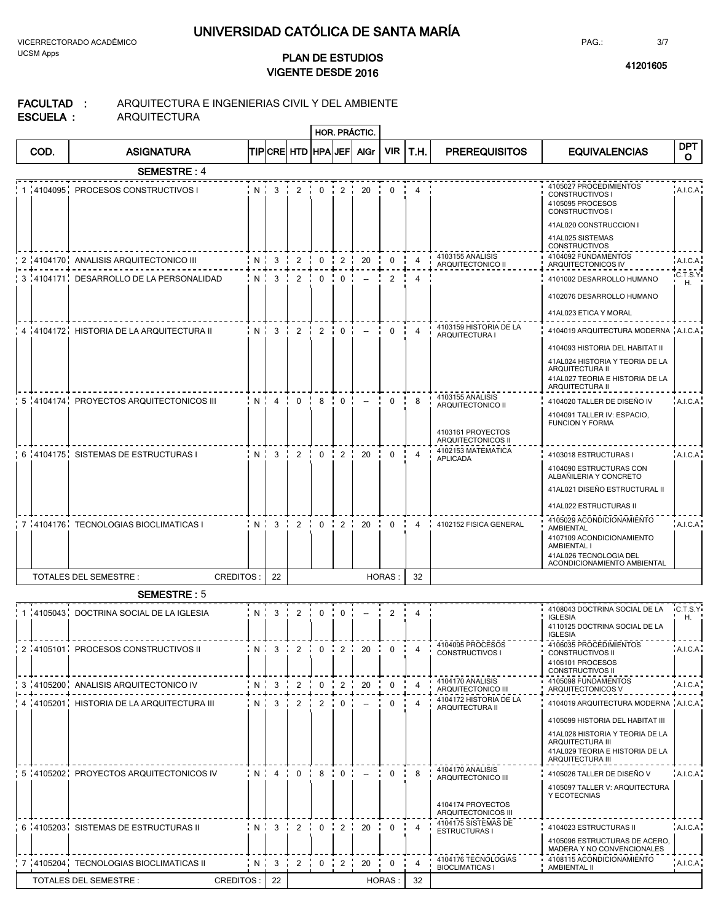# UNIVERSIDAD CATÓLICA DE SANTA MARÍA

VICERRECTORADO ACADÉMICO
UCSM Apps

## PLAN DE ESTUDIOS
## VIGENTE DESDE 2016

41201605

**FACULTAD :** ARQUITECTURA E INGENIERIAS CIVIL Y DEL AMBIENTE
**ESCUELA :** ARQUITECTURA

### SEMESTRE : 4

| | COD. | ASIGNATURA | TIP | CRE | HTD | HPA | JEF | AlGr | VIR | T.H. | PREREQUISITOS | EQUIVALENCIAS | DPTO |
|---|---|---|---|---|---|---|---|---|---|---|---|---|---|
| | | | | | | HOR. PRÁCTIC. | | | | | | | |
| 1 | 4104095 | PROCESOS CONSTRUCTIVOS I | N | 3 | 2 | 0 | 2 | 20 | 0 | 4 | | 4105027 PROCEDIMIENTOS CONSTRUCTIVOS I; 4105095 PROCESOS CONSTRUCTIVOS I; 41AL020 CONSTRUCCION I; 41AL025 SISTEMAS CONSTRUCTIVOS | A.I.C.A |
| 2 | 4104170 | ANALISIS ARQUITECTONICO III | N | 3 | 2 | 0 | 2 | 20 | 0 | 4 | 4103155 ANALISIS ARQUITECTONICO II | 4104092 FUNDAMENTOS ARQUITECTONICOS IV | A.I.C.A |
| 3 | 4104171 | DESARROLLO DE LA PERSONALIDAD | N | 3 | 2 | 0 | 0 | -- | 2 | 4 | | 4101002 DESARROLLO HUMANO; 4102076 DESARROLLO HUMANO; 41AL023 ETICA Y MORAL | C.T.S.Y H. |
| 4 | 4104172 | HISTORIA DE LA ARQUITECTURA II | N | 3 | 2 | 2 | 0 | -- | 0 | 4 | 4103159 HISTORIA DE LA ARQUITECTURA I | 4104019 ARQUITECTURA MODERNA; 4104093 HISTORIA DEL HABITAT II; 41AL024 HISTORIA Y TEORIA DE LA ARQUITECTURA II; 41AL027 TEORIA E HISTORIA DE LA ARQUITECTURA II | A.I.C.A |
| 5 | 4104174 | PROYECTOS ARQUITECTONICOS III | N | 4 | 0 | 8 | 0 | -- | 0 | 8 | 4103155 ANALISIS ARQUITECTONICO II; 4103161 PROYECTOS ARQUITECTONICOS II | 4104020 TALLER DE DISEÑO IV; 4104091 TALLER IV: ESPACIO, FUNCION Y FORMA | A.I.C.A |
| 6 | 4104175 | SISTEMAS DE ESTRUCTURAS I | N | 3 | 2 | 0 | 2 | 20 | 0 | 4 | 4102153 MATEMATICA APLICADA | 4103018 ESTRUCTURAS I; 4104090 ESTRUCTURAS CON ALBAÑILERIA Y CONCRETO; 41AL021 DISEÑO ESTRUCTURAL II; 41AL022 ESTRUCTURAS II | A.I.C.A |
| 7 | 4104176 | TECNOLOGIAS BIOCLIMATICAS I | N | 3 | 2 | 0 | 2 | 20 | 0 | 4 | 4102152 FISICA GENERAL | 4105029 ACONDICIONAMIENTO AMBIENTAL; 4107109 ACONDICIONAMIENTO AMBIENTAL I; 41AL026 TECNOLOGIA DEL ACONDICIONAMIENTO AMBIENTAL | A.I.C.A |
| | | TOTALES DEL SEMESTRE : | CREDITOS : | 22 | | | | | HORAS : | 32 | | | |

### SEMESTRE : 5

| | COD. | ASIGNATURA | TIP | CRE | HTD | HPA | JEF | AlGr | VIR | T.H. | PREREQUISITOS | EQUIVALENCIAS | DPTO |
|---|---|---|---|---|---|---|---|---|---|---|---|---|---|
| 1 | 4105043 | DOCTRINA SOCIAL DE LA IGLESIA | N | 3 | 2 | 0 | 0 | -- | 2 | 4 | | 4108043 DOCTRINA SOCIAL DE LA IGLESIA; 4110125 DOCTRINA SOCIAL DE LA IGLESIA | C.T.S.Y H. |
| 2 | 4105101 | PROCESOS CONSTRUCTIVOS II | N | 3 | 2 | 0 | 2 | 20 | 0 | 4 | 4104095 PROCESOS CONSTRUCTIVOS I | 4106035 PROCEDIMIENTOS CONSTRUCTIVOS II; 4106101 PROCESOS CONSTRUCTIVOS II | A.I.C.A |
| 3 | 4105200 | ANALISIS ARQUITECTONICO IV | N | 3 | 2 | 0 | 2 | 20 | 0 | 4 | 4104170 ANALISIS ARQUITECTONICO III | 4105098 FUNDAMENTOS ARQUITECTONICOS V | A.I.C.A |
| 4 | 4105201 | HISTORIA DE LA ARQUITECTURA III | N | 3 | 2 | 2 | 0 | -- | 0 | 4 | 4104172 HISTORIA DE LA ARQUITECTURA II | 4104019 ARQUITECTURA MODERNA; 4105099 HISTORIA DEL HABITAT III; 41AL028 HISTORIA Y TEORIA DE LA ARQUITECTURA III; 41AL029 TEORIA E HISTORIA DE LA ARQUITECTURA III | A.I.C.A |
| 5 | 4105202 | PROYECTOS ARQUITECTONICOS IV | N | 4 | 0 | 8 | 0 | -- | 0 | 8 | 4104170 ANALISIS ARQUITECTONICO III; 4104174 PROYECTOS ARQUITECTONICOS III | 4105026 TALLER DE DISEÑO V; 4105097 TALLER V: ARQUITECTURA Y ECOTECNIAS | A.I.C.A |
| 6 | 4105203 | SISTEMAS DE ESTRUCTURAS II | N | 3 | 2 | 0 | 2 | 20 | 0 | 4 | 4104175 SISTEMAS DE ESTRUCTURAS I | 4104023 ESTRUCTURAS II; 4105096 ESTRUCTURAS DE ACERO, MADERA Y NO CONVENCIONALES | A.I.C.A |
| 7 | 4105204 | TECNOLOGIAS BIOCLIMATICAS II | N | 3 | 2 | 0 | 2 | 20 | 0 | 4 | 4104176 TECNOLOGIAS BIOCLIMATICAS I | 4108115 ACONDICIONAMIENTO AMBIENTAL II | A.I.C.A |
| | | TOTALES DEL SEMESTRE : | CREDITOS : | 22 | | | | | HORAS : | 32 | | | |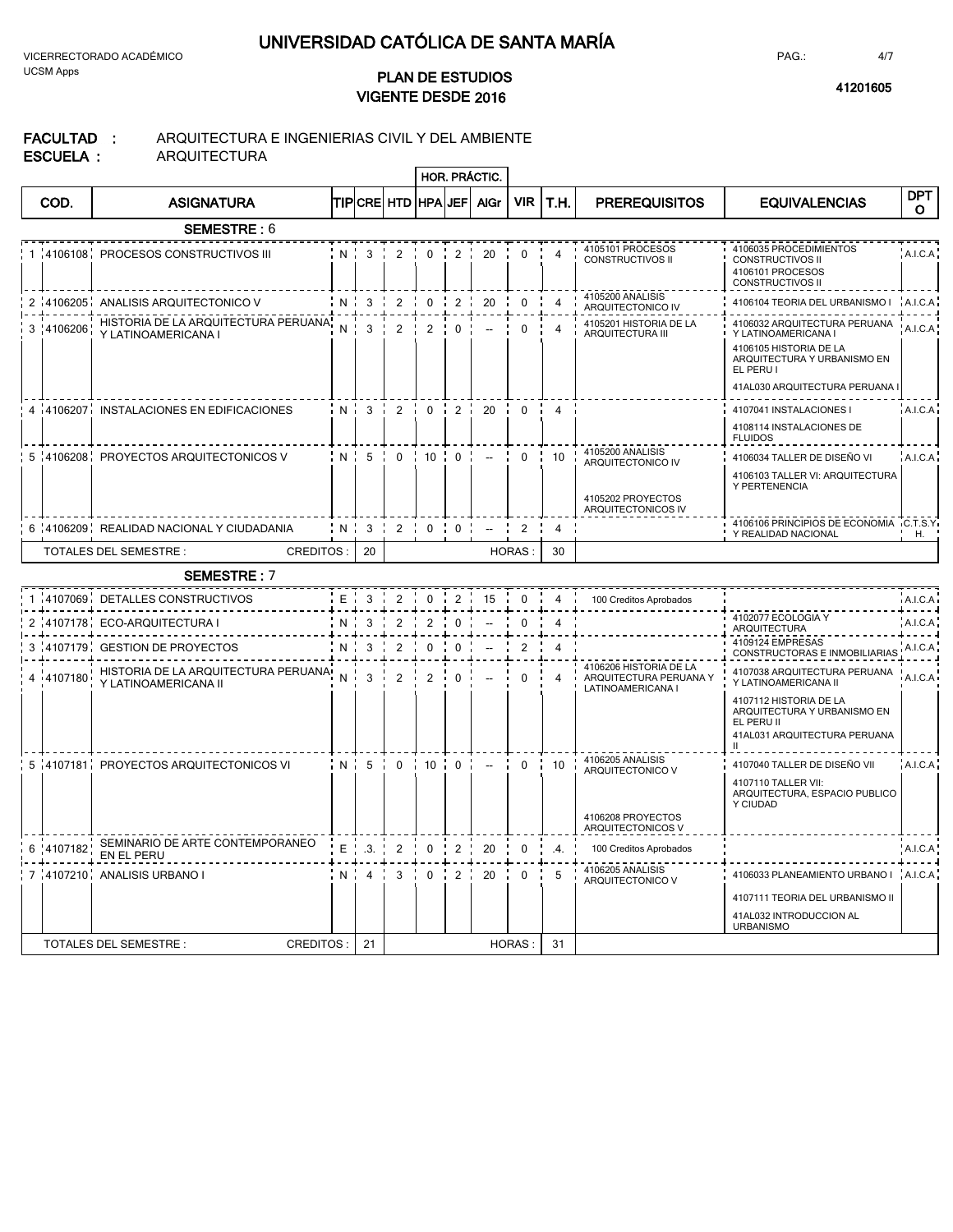# UNIVERSIDAD CATÓLICA DE SANTA MARÍA

VICERRECTORADO ACADÉMICO
UCSM Apps

## PLAN DE ESTUDIOS
## VIGENTE DESDE 2016

**41201605**

**FACULTAD :** ARQUITECTURA E INGENIERIAS CIVIL Y DEL AMBIENTE
**ESCUELA :** ARQUITECTURA

### SEMESTRE : 6

| | COD. | ASIGNATURA | TIP | CRE | HTD | HPA | JEF | AlGr | VIR | T.H. | PREREQUISITOS | EQUIVALENCIAS | DPTO |
|---|---|---|---|---|---|---|---|---|---|---|---|---|---|
| | | | | | | HOR. PRÁCTIC. | | | | | | | |
| 1 | 4106108 | PROCESOS CONSTRUCTIVOS III | N | 3 | 2 | 0 | 2 | 20 | 0 | 4 | 4105101 PROCESOS CONSTRUCTIVOS II | 4106035 PROCEDIMIENTOS CONSTRUCTIVOS II<br>4106101 PROCESOS CONSTRUCTIVOS II | A.I.C.A. |
| 2 | 4106205 | ANALISIS ARQUITECTONICO V | N | 3 | 2 | 0 | 2 | 20 | 0 | 4 | 4105200 ANALISIS ARQUITECTONICO IV | 4106104 TEORIA DEL URBANISMO I | A.I.C.A. |
| 3 | 4106206 | HISTORIA DE LA ARQUITECTURA PERUANA Y LATINOAMERICANA I | N | 3 | 2 | 2 | 0 | -- | 0 | 4 | 4105201 HISTORIA DE LA ARQUITECTURA III | 4106032 ARQUITECTURA PERUANA Y LATINOAMERICANA I<br>4106105 HISTORIA DE LA ARQUITECTURA Y URBANISMO EN EL PERU I<br>41AL030 ARQUITECTURA PERUANA I | A.I.C.A. |
| 4 | 4106207 | INSTALACIONES EN EDIFICACIONES | N | 3 | 2 | 0 | 2 | 20 | 0 | 4 | | 4107041 INSTALACIONES I<br>4108114 INSTALACIONES DE FLUIDOS | A.I.C.A. |
| 5 | 4106208 | PROYECTOS ARQUITECTONICOS V | N | 5 | 0 | 10 | 0 | -- | 0 | 10 | 4105200 ANALISIS ARQUITECTONICO IV<br>4105202 PROYECTOS ARQUITECTONICOS IV | 4106034 TALLER DE DISEÑO VI<br>4106103 TALLER VI: ARQUITECTURA Y PERTENENCIA | A.I.C.A. |
| 6 | 4106209 | REALIDAD NACIONAL Y CIUDADANIA | N | 3 | 2 | 0 | 0 | -- | 2 | 4 | | 4106106 PRINCIPIOS DE ECONOMIA Y REALIDAD NACIONAL | C.T.S.Y H. |
| | TOTALES DEL SEMESTRE : | CREDITOS : | | 20 | | | | | HORAS : | 30 | | | |

### SEMESTRE : 7

| | COD. | ASIGNATURA | TIP | CRE | HTD | HPA | JEF | AlGr | VIR | T.H. | PREREQUISITOS | EQUIVALENCIAS | DPTO |
|---|---|---|---|---|---|---|---|---|---|---|---|---|---|
| 1 | 4107069 | DETALLES CONSTRUCTIVOS | E | 3 | 2 | 0 | 2 | 15 | 0 | 4 | 100 Creditos Aprobados | | A.I.C.A. |
| 2 | 4107178 | ECO-ARQUITECTURA I | N | 3 | 2 | 2 | 0 | -- | 0 | 4 | | 4102077 ECOLOGIA Y ARQUITECTURA | A.I.C.A. |
| 3 | 4107179 | GESTION DE PROYECTOS | N | 3 | 2 | 0 | 0 | -- | 2 | 4 | | 4109124 EMPRESAS CONSTRUCTORAS E INMOBILIARIAS | A.I.C.A. |
| 4 | 4107180 | HISTORIA DE LA ARQUITECTURA PERUANA Y LATINOAMERICANA II | N | 3 | 2 | 2 | 0 | -- | 0 | 4 | 4106206 HISTORIA DE LA ARQUITECTURA PERUANA Y LATINOAMERICANA I | 4107038 ARQUITECTURA PERUANA Y LATINOAMERICANA II<br>4107112 HISTORIA DE LA ARQUITECTURA Y URBANISMO EN EL PERU II<br>41AL031 ARQUITECTURA PERUANA II | A.I.C.A. |
| 5 | 4107181 | PROYECTOS ARQUITECTONICOS VI | N | 5 | 0 | 10 | 0 | -- | 0 | 10 | 4106205 ANALISIS ARQUITECTONICO V<br>4106208 PROYECTOS ARQUITECTONICOS V | 4107040 TALLER DE DISEÑO VII<br>4107110 TALLER VII: ARQUITECTURA, ESPACIO PUBLICO Y CIUDAD | A.I.C.A. |
| 6 | 4107182 | SEMINARIO DE ARTE CONTEMPORANEO EN EL PERU | E | .3. | 2 | 0 | 2 | 20 | 0 | .4. | 100 Creditos Aprobados | | A.I.C.A. |
| 7 | 4107210 | ANALISIS URBANO I | N | 4 | 3 | 0 | 2 | 20 | 0 | 5 | 4106205 ANALISIS ARQUITECTONICO V | 4106033 PLANEAMIENTO URBANO I<br>4107111 TEORIA DEL URBANISMO II<br>41AL032 INTRODUCCION AL URBANISMO | A.I.C.A. |
| | TOTALES DEL SEMESTRE : | CREDITOS : | | 21 | | | | | HORAS : | 31 | | | |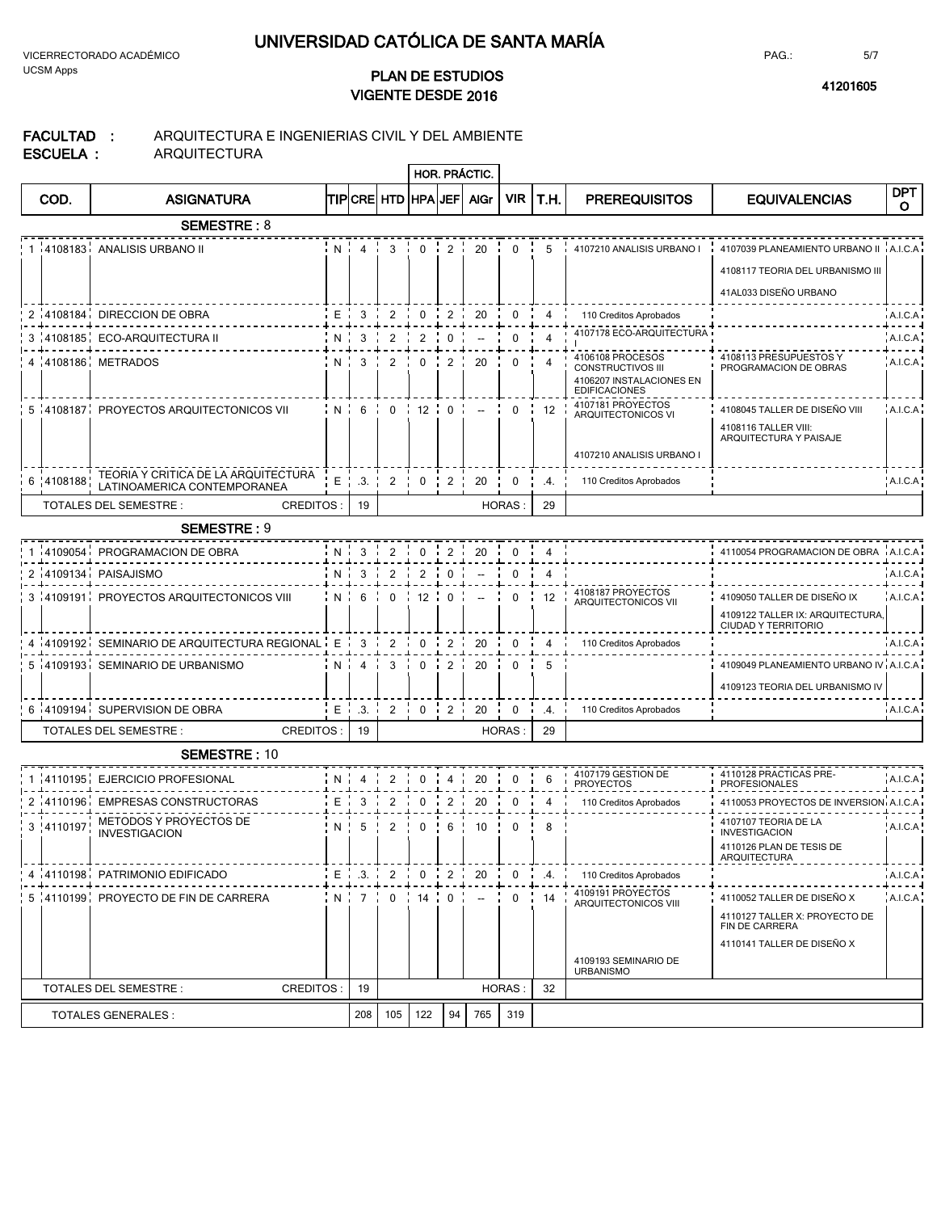# UNIVERSIDAD CATÓLICA DE SANTA MARÍA

VICERRECTORADO ACADÉMICO
UCSM Apps

## PLAN DE ESTUDIOS
## VIGENTE DESDE 2016

41201605

**FACULTAD :** ARQUITECTURA E INGENIERIAS CIVIL Y DEL AMBIENTE
**ESCUELA :** ARQUITECTURA

| | COD. | ASIGNATURA | TIP | CRE | HTD | HPA | JEF | AlGr | VIR | T.H. | PREREQUISITOS | EQUIVALENCIAS | DPTO |
|---|---|---|---|---|---|---|---|---|---|---|---|---|---|
| | | | | | | HOR. PRÁCTIC. | | | | | | | |
| | | **SEMESTRE : 8** | | | | | | | | | | | |
| 1 | 4108183 | ANALISIS URBANO II | N | 4 | 3 | 0 | 2 | 20 | 0 | 5 | 4107210 ANALISIS URBANO I | 4107039 PLANEAMIENTO URBANO II | A.I.C.A. |
| | | | | | | | | | | | | 4108117 TEORIA DEL URBANISMO III | |
| | | | | | | | | | | | | 41AL033 DISEÑO URBANO | |
| 2 | 4108184 | DIRECCION DE OBRA | E | 3 | 2 | 0 | 2 | 20 | 0 | 4 | 110 Creditos Aprobados | | A.I.C.A. |
| 3 | 4108185 | ECO-ARQUITECTURA II | N | 3 | 2 | 2 | 0 | -- | 0 | 4 | 4107178 ECO-ARQUITECTURA I | | A.I.C.A. |
| 4 | 4108186 | METRADOS | N | 3 | 2 | 0 | 2 | 20 | 0 | 4 | 4106108 PROCESOS CONSTRUCTIVOS III | 4108113 PRESUPUESTOS Y PROGRAMACION DE OBRAS | A.I.C.A. |
| | | | | | | | | | | | 4106207 INSTALACIONES EN EDIFICACIONES | | |
| 5 | 4108187 | PROYECTOS ARQUITECTONICOS VII | N | 6 | 0 | 12 | 0 | -- | 0 | 12 | 4107181 PROYECTOS ARQUITECTONICOS VI | 4108045 TALLER DE DISEÑO VIII | A.I.C.A. |
| | | | | | | | | | | | | 4108116 TALLER VIII: ARQUITECTURA Y PAISAJE | |
| | | | | | | | | | | | 4107210 ANALISIS URBANO I | | |
| 6 | 4108188 | TEORIA Y CRITICA DE LA ARQUITECTURA LATINOAMERICA CONTEMPORANEA | E | .3. | 2 | 0 | 2 | 20 | 0 | .4. | 110 Creditos Aprobados | | A.I.C.A. |
| | | TOTALES DEL SEMESTRE : CREDITOS : | | 19 | | | | | HORAS : | 29 | | | |
| | | **SEMESTRE : 9** | | | | | | | | | | | |
| 1 | 4109054 | PROGRAMACION DE OBRA | N | 3 | 2 | 0 | 2 | 20 | 0 | 4 | | 4110054 PROGRAMACION DE OBRA | A.I.C.A. |
| 2 | 4109134 | PAISAJISMO | N | 3 | 2 | 2 | 0 | -- | 0 | 4 | | | A.I.C.A. |
| 3 | 4109191 | PROYECTOS ARQUITECTONICOS VIII | N | 6 | 0 | 12 | 0 | -- | 0 | 12 | 4108187 PROYECTOS ARQUITECTONICOS VII | 4109050 TALLER DE DISEÑO IX | A.I.C.A. |
| | | | | | | | | | | | | 4109122 TALLER IX: ARQUITECTURA, CIUDAD Y TERRITORIO | |
| 4 | 4109192 | SEMINARIO DE ARQUITECTURA REGIONAL | E | 3 | 2 | 0 | 2 | 20 | 0 | 4 | 110 Creditos Aprobados | | A.I.C.A. |
| 5 | 4109193 | SEMINARIO DE URBANISMO | N | 4 | 3 | 0 | 2 | 20 | 0 | 5 | | 4109049 PLANEAMIENTO URBANO IV | A.I.C.A. |
| | | | | | | | | | | | | 4109123 TEORIA DEL URBANISMO IV | |
| 6 | 4109194 | SUPERVISION DE OBRA | E | .3. | 2 | 0 | 2 | 20 | 0 | .4. | 110 Creditos Aprobados | | A.I.C.A. |
| | | TOTALES DEL SEMESTRE : CREDITOS : | | 19 | | | | | HORAS : | 29 | | | |
| | | **SEMESTRE : 10** | | | | | | | | | | | |
| 1 | 4110195 | EJERCICIO PROFESIONAL | N | 4 | 2 | 0 | 4 | 20 | 0 | 6 | 4107179 GESTION DE PROYECTOS | 4110128 PRACTICAS PRE-PROFESIONALES | A.I.C.A. |
| 2 | 4110196 | EMPRESAS CONSTRUCTORAS | E | 3 | 2 | 0 | 2 | 20 | 0 | 4 | 110 Creditos Aprobados | 4110053 PROYECTOS DE INVERSION | A.I.C.A. |
| 3 | 4110197 | METODOS Y PROYECTOS DE INVESTIGACION | N | 5 | 2 | 0 | 6 | 10 | 0 | 8 | | 4107107 TEORIA DE LA INVESTIGACION | A.I.C.A. |
| | | | | | | | | | | | | 4110126 PLAN DE TESIS DE ARQUITECTURA | |
| 4 | 4110198 | PATRIMONIO EDIFICADO | E | .3. | 2 | 0 | 2 | 20 | 0 | .4. | 110 Creditos Aprobados | | A.I.C.A. |
| 5 | 4110199 | PROYECTO DE FIN DE CARRERA | N | 7 | 0 | 14 | 0 | -- | 0 | 14 | 4109191 PROYECTOS ARQUITECTONICOS VIII | 4110052 TALLER DE DISEÑO X | A.I.C.A. |
| | | | | | | | | | | | | 4110127 TALLER X: PROYECTO DE FIN DE CARRERA | |
| | | | | | | | | | | | | 4110141 TALLER DE DISEÑO X | |
| | | | | | | | | | | | 4109193 SEMINARIO DE URBANISMO | | |
| | | TOTALES DEL SEMESTRE : CREDITOS : | | 19 | | | | | HORAS : | 32 | | | |
| | | TOTALES GENERALES : | | 208 | 105 | 122 | 94 | 765 | 319 | | | | |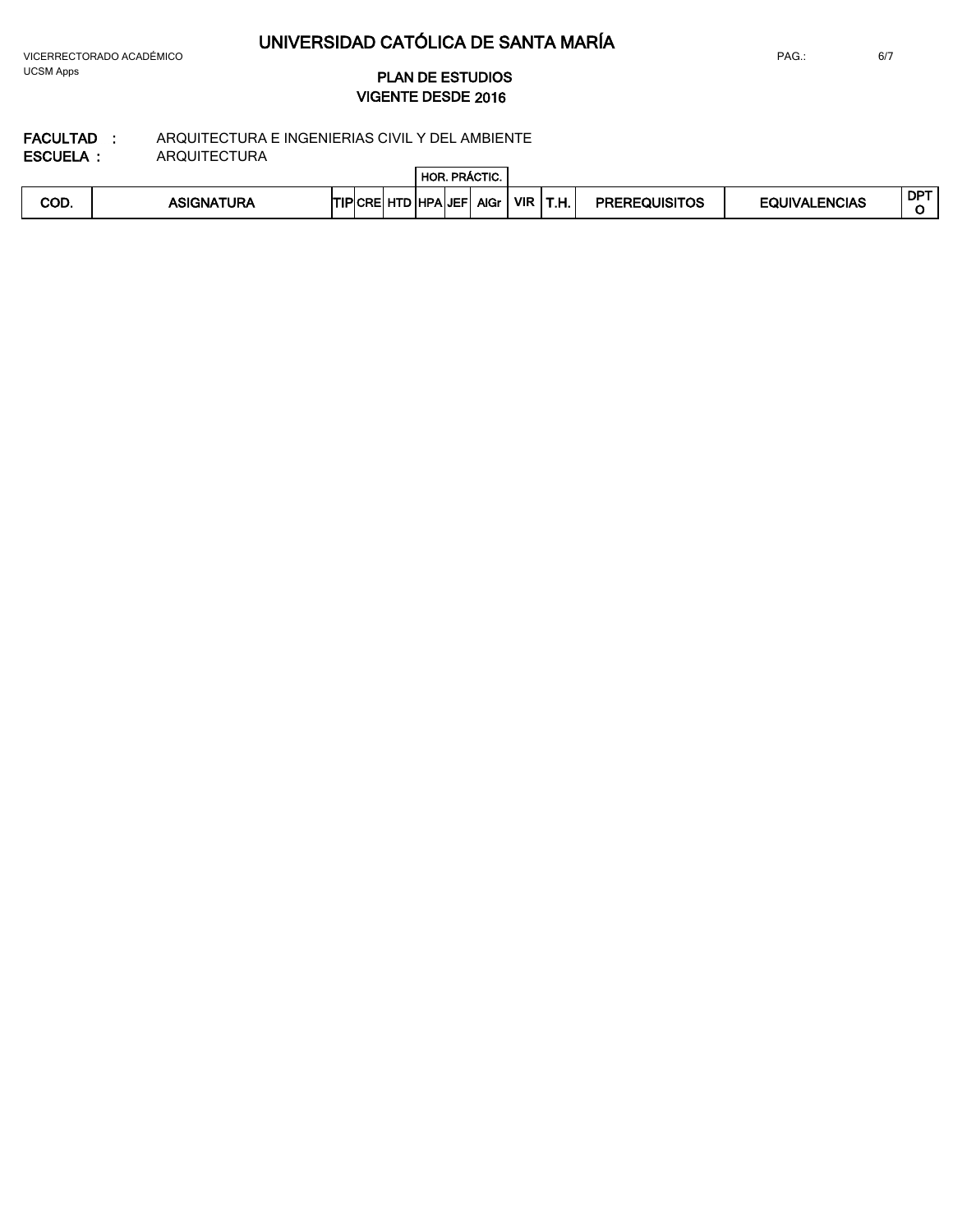# UNIVERSIDAD CATÓLICA DE SANTA MARÍA

VICERRECTORADO ACADÉMICO

UCSM Apps

## PLAN DE ESTUDIOS
## VIGENTE DESDE 2016

**FACULTAD :** ARQUITECTURA E INGENIERIAS CIVIL Y DEL AMBIENTE

**ESCUELA :** ARQUITECTURA

| COD. | ASIGNATURA | TIP | CRE | HTD | HOR. PRÁCTIC. | | | VIR | T.H. | PREREQUISITOS | EQUIVALENCIAS | DPTO |
|---|---|---|---|---|---|---|---|---|---|---|---|---|
| | | | | | HPA | JEF | AlGr | | | | | |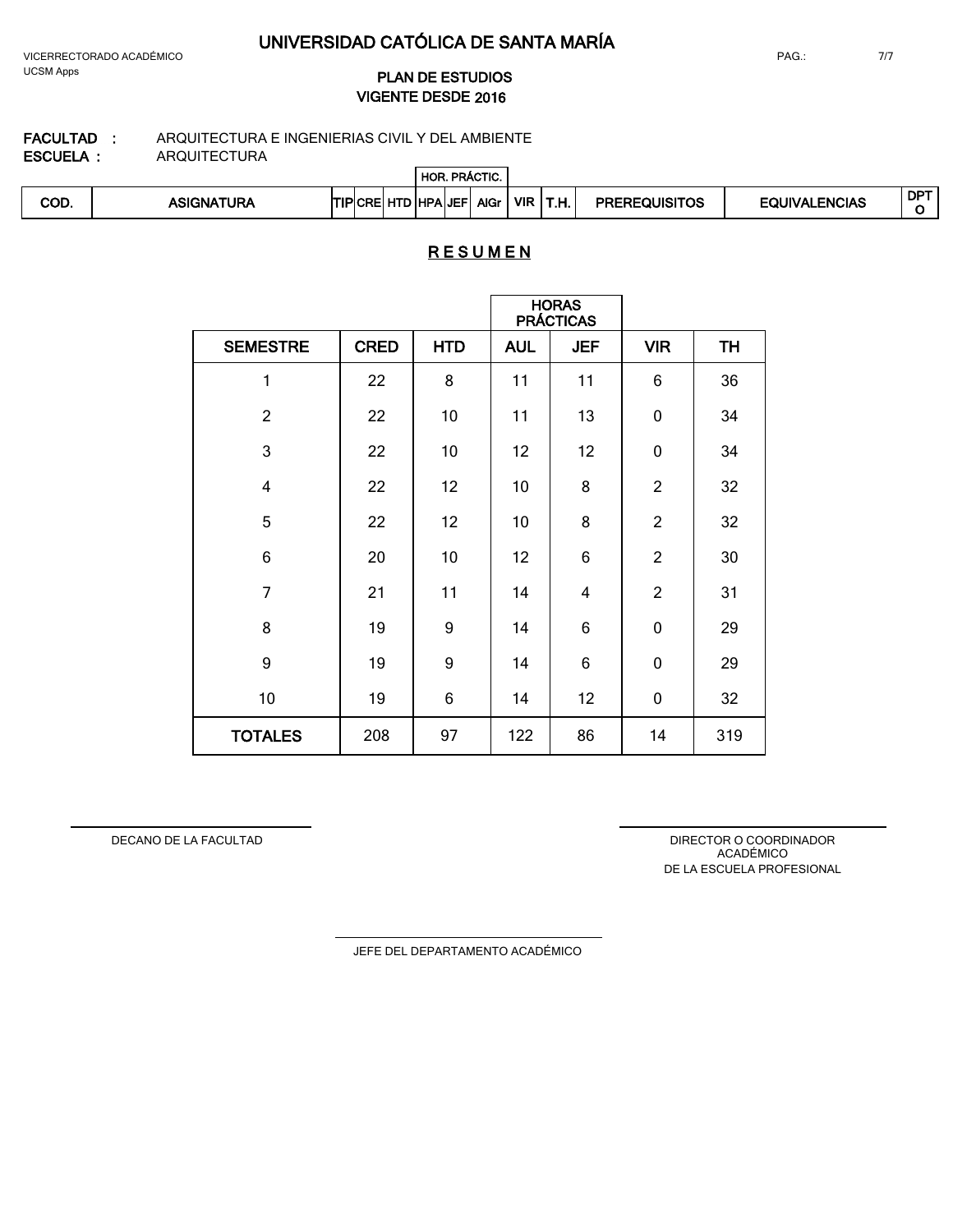# UNIVERSIDAD CATÓLICA DE SANTA MARÍA

VICERRECTORADO ACADÉMICO
UCSM Apps

## PLAN DE ESTUDIOS
## VIGENTE DESDE 2016

**FACULTAD :** ARQUITECTURA E INGENIERIAS CIVIL Y DEL AMBIENTE
**ESCUELA :** ARQUITECTURA

| COD. | ASIGNATURA | TIP | CRE | HTD | HOR. PRÁCTIC. HPA | JEF | AlGr | VIR | T.H. | PREREQUISITOS | EQUIVALENCIAS | DPTO |
|---|---|---|---|---|---|---|---|---|---|---|---|---|

## R E S U M E N

| SEMESTRE | CRED | HTD | HORAS PRÁCTICAS AUL | JEF | VIR | TH |
|---|---|---|---|---|---|---|
| 1 | 22 | 8 | 11 | 11 | 6 | 36 |
| 2 | 22 | 10 | 11 | 13 | 0 | 34 |
| 3 | 22 | 10 | 12 | 12 | 0 | 34 |
| 4 | 22 | 12 | 10 | 8 | 2 | 32 |
| 5 | 22 | 12 | 10 | 8 | 2 | 32 |
| 6 | 20 | 10 | 12 | 6 | 2 | 30 |
| 7 | 21 | 11 | 14 | 4 | 2 | 31 |
| 8 | 19 | 9 | 14 | 6 | 0 | 29 |
| 9 | 19 | 9 | 14 | 6 | 0 | 29 |
| 10 | 19 | 6 | 14 | 12 | 0 | 32 |
| **TOTALES** | 208 | 97 | 122 | 86 | 14 | 319 |

DECANO DE LA FACULTAD

DIRECTOR O COORDINADOR ACADÉMICO DE LA ESCUELA PROFESIONAL

JEFE DEL DEPARTAMENTO ACADÉMICO